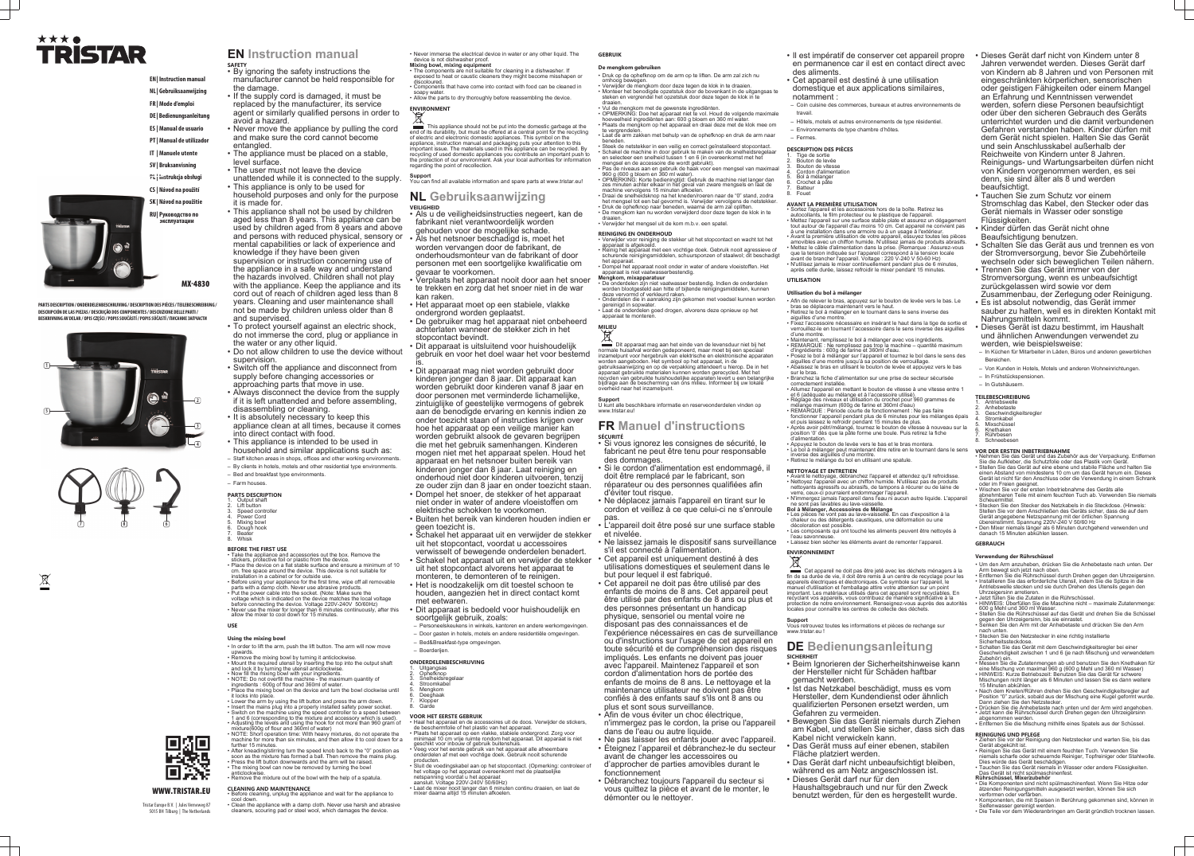# TRISTAR

EN | Instruction manual
NL | Gebruiksaanwijzing
FR | Mode d'emploi
DE | Bedienungsanleitung
ES | Manual de usuario
PT | Manual de utilizador
IT | Manuale utente
SV | Bruksanvisning
PL | Instrukcja obsługi
CS | Návod na použití
SK | Návod na použitie
RU | Руководство по эксплуатации

MX-4830

PARTS DESCRIPTION / ONDERDELENBESCHRIJVING / DESCRIPTION DES PIÈCES / TEILEBESCHREIBUNG / DESCRIPCIÓN DE LAS PIEZAS / DESCRIÇÃO DOS COMPONENTES / DESCRIZIONE DELLE PARTI / BESKRIVNING AV DELAR / OPIS CZĘŚCI / POPIS SOUČÁSTÍ / POPIS SÚČASTÍ / ПИСАНИЕ ЗАПЧАСТИ

1 2 3 4 5 6 7 8

WWW.TRISTAR.EU

Tristar Europe B.V. | Jules Verneweg 87
5015 BH Tilburg | The Netherlands

# EN Instruction manual

## SAFETY

- By ignoring the safety instructions the manufacturer cannot be held responsible for the damage.
- If the supply cord is damaged, it must be replaced by the manufacturer, its service agent or similarly qualified persons in order to avoid a hazard.
- Never move the appliance by pulling the cord and make sure the cord cannot become entangled.
- The appliance must be placed on a stable, level surface.
- The user must not leave the device unattended while it is connected to the supply.
- This appliance is only to be used for household purposes and only for the purpose it is made for.
- This appliance shall not be used by children aged less than 8 years. This appliance can be used by children aged from 8 years and above and persons with reduced physical, sensory or mental capabilities or lack of experience and knowledge if they have been given supervision or instruction concerning use of the appliance in a safe way and understand the hazards involved. Children shall not play with the appliance. Keep the appliance and its cord out of reach of children aged less than 8 years. Cleaning and user maintenance shall not be made by children unless older than 8 and supervised.
- To protect yourself against an electric shock, do not immerse the cord, plug or appliance in the water or any other liquid.
- Do not allow children to use the device without supervision.
- Switch off the appliance and disconnect from supply before changing accessories or approaching parts that move in use.
- Always disconnect the device from the supply if it is left unattended and before assembling, disassembling or cleaning.
- It is absolutely necessary to keep this appliance clean at all times, because it comes into direct contact with food.
- This appliance is intended to be used in household and similar applications such as:
  - Staff kitchen areas in shops, offices and other working environments.
  - By clients in hotels, motels and other residential type environments.
  - Bed and breakfast type environments.
  - Farm houses.

## PARTS DESCRIPTION

1. Output shaft
2. Lift button
3. Speed controller
4. Power Cord
5. Mixing bowl
6. Dough hook
7. Beater
8. Whisk

## BEFORE THE FIRST USE

- Take the appliance and accessories out the box. Remove the stickers, protective foil or plastic from the device.
- Place the device on a flat stable surface and ensure a minimum of 10 cm. free space around the device. This device is not suitable for installation in a cabinet or for outside use.
- Before using your appliance for the first time, wipe off all removable parts with a damp cloth. Never use abrasive products.
- Put the power cable into the socket. (Note: Make sure the voltage which is indicated on the device matches the local voltage before connecting the device. Voltage 220V-240V 50/60Hz)
- Never use the mixer for longer than 6 minutes continuously, after this allow the mixer to cool down for 15 minutes.

## USE

### Using the mixing bowl

- In order to lift the arm, push the lift button. The arm will now move upwards.
- Remove the mixing bowl by turning it anticlockwise.
- Mount the required utensil by inserting the top into the output shaft and lock it by turning the utensil anticlockwise.
- Now fill the mixing bowl with your ingredients.
- NOTE: Do not overfill the machine - the maximum quantity of ingredients : 600g of flour and 360ml of water.
- Place the mixing bowl on the device and turn the bowl clockwise until it locks into place.
- Lower the arm by using the lift button and press the arm down.
- Insert the mains plug into a properly installed safety power socket.
- Switch on the machine using the speed controller to a speed between 1 and 6 (corresponding to the mixture and accessory which is used).
- Adjusting the levels and using the hook for not more than 960 gram of mixture(600g of flour and 360ml of water)
- NOTE: Short operation time: With heavy mixtures, do not operate the machine for more than six minutes, and then allow it to cool down for a further 15 minutes.
- After kneading/stirring turn the speed knob back to the "0" position as soon as the mixture has formed a ball. Then remove the mains plug.
- Press the lift button downwards and the arm will be raised.
- The mixing bowl can now be removed by turning the bowl anticlockwise.
- Remove the mixture out of the bowl with the help of a spatula.

## CLEANING AND MAINTENANCE

- Before cleaning, unplug the appliance and wait for the appliance to cool down.
- Clean the appliance with a damp cloth. Never use harsh and abrasive cleaners, scouring pad or steel wool, which damages the device.
- Never immerse the electrical device in water or any other liquid. The device is not dishwasher proof.

**Mixing bowl, mixing equipment**

- The components are not suitable for cleaning in a dishwasher. If exposed to heat or caustic cleaners they might become misshapen or discoloured.
- Components that have come into contact with food can be cleaned in soapy water.
- Allow the parts to dry thoroughly before reassembling the device.

## ENVIRONMENT

This appliance should not be put into the domestic garbage at the end of its durability, but must be offered at a central point for the recycling of electric and electronic domestic appliances. This symbol on the appliance, instruction manual and packaging puts your attention to this important issue. The materials used in this appliance can be recycled. By recycling of used domestic appliances you contribute an important push to the protection of our environment. Ask your local authorities for information regarding the point of recollection.

## Support

You can find all available information and spare parts at www.tristar.eu!

# NL Gebruiksaanwijzing

## VEILIGHEID

- Als u de veiligheidsinstructies negeert, kan de fabrikant niet verantwoordelijk worden gehouden voor de mogelijke schade.
- Als het netsnoer beschadigd is, moet het worden vervangen door de fabrikant, de onderhoudsmonteur van de fabrikant of door personen met een soortgelijke kwalificatie om gevaar te voorkomen.
- Verplaats het apparaat nooit door aan het snoer te trekken en zorg dat het snoer niet in de war kan raken.
- Het apparaat moet op een stabiele, vlakke ondergrond worden geplaatst.
- De gebruiker mag het apparaat niet onbeheerd achterlaten wanneer de stekker zich in het stopcontact bevindt.
- Dit apparaat is uitsluitend voor huishoudelijk gebruik en voor het doel waar het voor bestemd is.
- Dit apparaat mag niet worden gebruikt door kinderen jonger dan 8 jaar. Dit apparaat kan worden gebruikt door kinderen vanaf 8 jaar en door personen met verminderde lichamelijke, zintuiglijke of geestelijke vermogens of gebrek aan de benodigde ervaring en kennis indien ze onder toezicht staan of instructies krijgen over hoe het apparaat op een veilige manier kan worden gebruikt alsook de gevaren begrijpen die met het gebruik samenhangen. Kinderen mogen niet met het apparaat spelen. Houd het apparaat en het netsnoer buiten bereik van kinderen jonger dan 8 jaar. Laat reiniging en onderhoud niet door kinderen uitvoeren, tenzij ze ouder zijn dan 8 jaar en onder toezicht staan.
- Dompel het snoer, de stekker of het apparaat niet onder in water of andere vloeistoffen om elektrische schokken te voorkomen.
- Buiten het bereik van kinderen houden indien er geen toezicht is.
- Schakel het apparaat uit en verwijder de stekker uit het stopcontact, voordat u accessoires verwisselt of bewegende onderdelen benadert.
- Schakel het apparaat uit en verwijder de stekker uit het stopcontact alvorens het apparaat te monteren, te demonteren of te reinigen.
- Het is noodzakelijk om dit toestel schoon te houden, aangezien het in direct contact komt met eetwaren.
- Dit apparaat is bedoeld voor huishoudelijk en soortgelijk gebruik, zoals:
  - Personeelskeukens in winkels, kantoren en andere werkomgevingen.
  - Door gasten in hotels, motels en andere residentiële omgevingen.
  - Bed&Breakfast-type omgevingen.
  - Boerderijen.

## ONDERDELENBESCHRIJVING

1. Uitgangsas
2. Opheffknop
3. Snelheidsregelaar
4. Stroomkabel
5. Mengkom
6. Deeghaak
7. Klopper
8. Garde

## VOOR HET EERSTE GEBRUIK

- Haal het apparaat en de accessoires uit de doos. Verwijder de stickers, de beschermfolie of het plastic van het apparaat.
- Plaats het apparaat op een vlakke, stabiele ondergrond. Zorg voor minimaal 10 cm vrije ruimte rondom het apparaat. Dit apparaat is niet geschikt voor inbouw of gebruik buitenshuis.
- Veeg voor het eerste gebruik van het apparaat alle afneembare onderdelen af met een vochtige doek. Gebruik nooit schurende producten.
- Sluit de voedingskabel aan op het stopcontact. (Opmerking: controleer of het voltage op het apparaat overeenkomt met de plaatselijke netspanning voordat u het apparaat aansluit. Voltage 220V-240V 50/60Hz)
- Laat de mixer nooit langer dan 6 minuten continu draaien, en laat de mixer daarna altijd 15 minuten afkoelen.

## GEBRUIK

### De mengkom gebruiken

- Druk op de opheffknop om de arm op te lifben. De arm zal zich nu omhoog bewegen.
- Verwijder de mengkom door deze tegen de klok in te draaien.
- Monteer het benodigde opzetstuk door de bovenkant in de uitgangsas te steken en vergrendel het opzetstuk door deze tegen de klok in te draaien.
- Vul de mengkom met de gewenste ingrediënten.
- OPMERKING: Doe het apparaat niet te vol. Houd de volgende maximale hoeveelheid ingrediënten aan: 600 g bloem en 360 ml water.
- Plaats de mengkom op het apparaat en draai deze met de klok mee om te vergrendelen.
- Laat de arm zakken met behulp van de opheffknop en druk de arm naar beneden.
- Steek de netstekker in een veilig en correct geïnstalleerd stopcontact.
- Schakel de machine in door gebruik te maken van de snelheidsregelaar en selecteer een snelheid tussen 1 en 6 (in overeenkomst met het mengsel en de accessoire die wordt gebruikt).
- Pas de niveaus aan en gebruik de haak voor een mengsel van maximaal 960 g (600 g bloem en 360 ml water).
- OPMERKING: Korte bedieningtijd: Gebruik de machine niet langer dan zes minuten achter elkaar in het geval van zware mengsels en laat de machine vervolgens 15 minuten afkoelen.
- Draai de snelheidsknop na het kneden/roeren naar de "0" stand, zodra het mengsel tot een bal gevormd is. Verwijder vervolgens de netstekker.
- Druk de opheffknop naar beneden, waarna de arm zal opliften.
- De mengkom kan nu worden verwijderd door deze tegen de klok in te draaien.
- Verwijder het mengsel uit de kom m.b.v. een spatel.

## REINIGING EN ONDERHOUD

- Verwijder voor reiniging de stekker uit het stopcontact en wacht tot het apparaat is afgekoeld.
- Reinig het apparaat met een vochtige doek. Gebruik nooit agressieve of schurende reinigingsmiddelen, schuursponzen of staalwol; dit beschadigt het apparaat.
- Dompel het apparaat nooit onder in water of andere vloeistoffen. Het apparaat is niet vaatwasserbestendig.

**Mengkom, mixapparatuur**

- De onderdelen zijn niet vaatwasser bestendig. Indien de onderdelen worden blootgesteld aan hitte of bijtende reinigingsmiddelen, kunnen deze vervormd of verkleurd raken.
- Onderdelen die in aanraking zijn gekomen met voedsel kunnen worden gereinigd in sopwater.
- Laat de onderdelen goed drogen, alvorens deze opnieuw op het apparaat te monteren.

## MILIEU

Dit apparaat mag aan het einde van de levensduur niet bij het normale huisafval worden gedeponeerd, maar moet bij een speciaal inzamelpunt voor hergebruik van elektrische en elektronische apparaten worden aangeboden. Het symbool op het apparaat, in de gebruiksaanwijzing en op de verpakking attendeert u hierop. De in het apparaat gebruikte materialen kunnen worden gerecycled. Met het recyclen van gebruikte huishoudelijke apparaten levert u een belangrijke bijdrage aan de bescherming van ons milieu. Informeer bij uw lokale overheid naar het inzamelpunt.

## Support

U kunt alle beschikbare informatie en reserveonderdelen vinden op www.tristar.eu!

# FR Manuel d'instructions

## SÉCURITÉ

- Si vous ignorez les consignes de sécurité, le fabricant ne peut être tenu pour responsable des dommages.
- Si le cordon d'alimentation est endommagé, il doit être remplacé par le fabricant, son réparateur ou des personnes qualifiées afin d'éviter tout risque.
- Ne déplacez jamais l'appareil en tirant sur le cordon et veillez à ce que celui-ci ne s'enroule pas.
- L'appareil doit être posé sur une surface stable et nivelée.
- Ne laissez jamais le dispositif sans surveillance s'il est connecté à l'alimentation.
- Cet appareil est uniquement destiné à des utilisations domestiques et seulement dans le but pour lequel il est fabriqué.
- Cet appareil ne doit pas être utilisé par des enfants de moins de 8 ans. Cet appareil peut être utilisé par des enfants de 8 ans ou plus et des personnes présentant un handicap physique, sensoriel ou mental voire ne disposant pas des connaissances et de l'expérience nécessaires en cas de surveillance ou d'instructions sur l'usage de cet appareil en toute sécurité et de compréhension des risques impliqués. Les enfants ne doivent pas jouer avec l'appareil. Maintenez l'appareil et son cordon d'alimentation hors de portée des enfants de moins de 8 ans. Le nettoyage et la maintenance utilisateur ne doivent pas être confiés à des enfants sauf s'ils ont 8 ans ou plus et sont sous surveillance.
- Afin de vous éviter un choc électrique, n'immergez pas le cordon, la prise ou l'appareil dans de l'eau ou autre liquide.
- Ne pas laisser les enfants jouer avec l'appareil.
- Éteignez l'appareil et débranchez-le du secteur avant de changer les accessoires ou d'approcher de parties amovibles durant le fonctionnement
- Débranchez toujours l'appareil du secteur si vous quittez la pièce et avant de le monter, le démonter ou le nettoyer.
- Il est impératif de conserver cet appareil propre en permanence car il est en contact direct avec des aliments.
- Cet appareil est destiné à une utilisation domestique et aux applications similaires, notamment :
  - Coin cuisine des commerces, bureaux et autres environnements de travail.
  - Hôtels, motels et autres environnements de type résidentiel.
  - Environnements de type chambre d'hôtes.
  - Fermes.

## DESCRIPTION DES PIÈCES

1. Tige de sortie
2. Bouton de levée
3. Bouton de vitesse
4. Cordon d'alimentation
5. Bol à mélanger
6. Crochet à pâte
7. Batteur
8. Fouet

## AVANT LA PREMIÈRE UTILISATION

- Sortez l'appareil et les accessoires hors de la boîte. Retirez les autocollants, le film protecteur ou le plastique de l'appareil.
- Mettez l'appareil sur une surface stable plate et assurez un dégagement tout autour de l'appareil d'au moins 10 cm. Cet appareil ne convient pas à une installation dans une armoire ou à un usage à l'extérieur.
- Avant la première utilisation de votre appareil, essuyez toutes les pièces amovibles avec un chiffon humide. N'utilisez jamais de produits abrasifs.
- Mettez le câble d'alimentation dans la prise. (Remarque : Assurez-vous que la tension indiquée sur l'appareil correspond à la tension locale avant de brancher l'appareil. Voltage : 220 V-240 V 50-60 Hz)
- N'utilisez jamais le mixer continuellement pendant plus de 6 minutes, après cette durée, laissez refroidir le mixer pendant 15 minutes.

## UTILISATION

### Utilisation du bol à mélanger

- Afin de relever le bras, appuyez sur le bouton de levée vers le bas. Le bras se déplace maintenant vers le haut.
- Retirez le bol à mélanger en le tournant dans le sens inverse des aiguilles d'une montre.
- Fixez l'accessoire nécessaire en insérant le haut dans la tige de sortie et verrouillez-le en tournant l'accessoire dans le sens inverse des aiguilles d'une montre.
- Maintenant, remplissez le bol à mélanger avec vos ingrédients.
- REMARQUE : Ne remplissez pas trop la machine – quantité maximum d'ingrédients : 600g de farine et 360ml d'eau.
- Posez le bol à mélanger sur l'appareil et tournez le bol dans le sens des aiguilles d'une montre jusqu'à sa position de verrouillage.
- Abaissez le bras en utilisant le bouton de levée et appuyez vers le bas sur le bras.
- Branchez la fiche d'alimentation sur une prise de secteur sécurisée correctement installée.
- Allumez l'appareil en mettant le bouton de vitesse à une vitesse entre 1 et 6 (adéquate au mélange et à l'accessoire utilisé).
- Réglage des niveaux et utilisation du crochet pour 960 grammes de mélange maximum (600g de farine et 360ml d'eau)
- REMARQUE : Période courte de fonctionnement : Ne pas faire fonctionner l'appareil pendant plus de 6 minutes pour les mélanges épais et puis laissez le refroidir pendant 15 minutes de plus.
- Après avoir pétri/mélangé, tournez le bouton de vitesse à nouveau sur la position '0' dès que la pâte forme une boule. Puis retirez la fiche d'alimentation.
- Appuyez le bouton de levée vers le bas et le bras montera.
- Le bol à mélanger peut maintenant être retiré en le tournant dans le sens inverse des aiguilles d'une montre.
- Retirez le mélange du bol en utilisant une spatule.

## NETTOYAGE ET ENTRETIEN

- Avant le nettoyage, débranchez l'appareil et attendez qu'il refroidisse.
- Nettoyez l'appareil avec un chiffon humide. N'utilisez pas de produits nettoyants agressifs ou abrasifs, de tampons à récurer ou de laine de verre, ceux-ci pourraient endommager l'appareil.
- N'immergez jamais l'appareil dans l'eau ni aucun autre liquide. L'appareil ne sont pas lavables au lave-vaisselle.

**Bol à Mélanger, Accessoires de Mélange**

- Les pièces ne sont pas au lave-vaisselle. En cas d'exposition à la chaleur ou des détergents caustiques, une déformation ou une décoloration est possible.
- Les composants qui ont touché les aliments peuvent être nettoyés à l'eau savonneuse.
- Laissez bien sécher les éléments avant de remonter l'appareil.

## ENVIRONNEMENT

Cet appareil ne doit pas être jeté avec les déchets ménagers à la fin de sa durée de vie, il doit être remis à un centre de recyclage pour les appareils électriques et électroniques. Ce symbole sur l'appareil, le manuel d'utilisation et l'emballage attire votre attention sur un point important. Les matériaux utilisés dans cet appareil sont recyclables. En recyclant vos appareils, vous contribuez de manière significative à la protection de notre environnement. Renseignez-vous auprès des autorités locales pour connaître les centres de collecte des déchets.

## Support

Vous retrouvez toutes les informations et pièces de rechange sur www.tristar.eu !

# DE Bedienungsanleitung

## SICHERHEIT

- Beim Ignorieren der Sicherheitshinweise kann der Hersteller nicht für Schäden haftbar gemacht werden.
- Ist das Netzkabel beschädigt, muss es vom Hersteller, dem Kundendienst oder ähnlich qualifizierten Personen ersetzt werden, um Gefahren zu vermeiden.
- Bewegen Sie das Gerät niemals durch Ziehen am Kabel, und stellen Sie sicher, dass sich das Kabel nicht verwickeln kann.
- Das Gerät muss auf einer ebenen, stabilen Fläche platziert werden.
- Das Gerät darf nicht unbeaufsichtigt bleiben, während es am Netz angeschlossen ist.
- Dieses Gerät darf nur für den Haushaltsgebrauch und nur für den Zweck benutzt werden, für den es hergestellt wurde.
- Dieses Gerät darf nicht von Kindern unter 8 Jahren verwendet werden. Dieses Gerät darf von Kindern ab 8 Jahren und von Personen mit eingeschränkten körperlichen, sensorischen oder geistigen Fähigkeiten oder einem Mangel an Erfahrung und Kenntnissen verwendet werden, sofern diese Personen beaufsichtigt oder über den sicheren Gebrauch des Geräts unterrichtet wurden und die damit verbundenen Gefahren verstanden haben. Kinder dürfen mit dem Gerät nicht spielen. Halten Sie das Gerät und sein Anschlusskabel außerhalb der Reichweite von Kindern unter 8 Jahren. Reinigungs- und Wartungsarbeiten dürfen nicht von Kindern vorgenommen werden, es sei denn, sie sind älter als 8 und werden beaufsichtigt.
- Tauchen Sie zum Schutz vor einem Stromschlag das Kabel, den Stecker oder das Gerät niemals in Wasser oder sonstige Flüssigkeiten.
- Kinder dürfen das Gerät nicht ohne Beaufsichtigung benutzen.
- Schalten Sie das Gerät aus und trennen es von der Stromversorgung, bevor Sie Zubehörteile wechseln oder sich beweglichen Teilen nähern.
- Trennen Sie das Gerät immer von der Stromversorgung, wenn es unbeaufsichtigt zurückgelassen wird sowie vor dem Zusammenbau, der Zerlegung oder Reinigung.
- Es ist absolut notwendig, das Gerät immer sauber zu halten, weil es in direkt Kontakt mit Nahrungsmitteln kommt.
- Dieses Gerät ist dazu bestimmt, im Haushalt und ähnlichen Anwendungen verwendet zu werden, wie beispielsweise:
  - In Küchen für Mitarbeiter in Läden, Büros und anderen gewerblichen Bereichen.
  - Von Kunden in Hotels, Motels und anderen Wohneinrichtungen.
  - In Frühstückspensionen.
  - In Gutshäusern.

## TEILEBESCHREIBUNG

1. Antriebswelle
2. Anhebetaste
3. Geschwindigkeitsregler
4. Stromkabel
5. Mixschüssel
6. Knethaken
7. Rührbesen
8. Schneebesen

## VOR DER ERSTEN INBETRIEBNAHME

- Nehmen Sie das Gerät und das Zubehör aus der Verpackung. Entfernen Sie die Aufkleber, die Schutzfolie oder das Plastik vom Gerät.
- Stellen Sie das Gerät auf eine ebene und stabile Fläche und halten Sie einen Abstand von mindestens 10 cm um das Gerät herum ein. Dieses Gerät ist nicht für den Anschluss oder die Verwendung in einem Schrank oder im Freien geeignet.
- Wischen Sie vor der ersten Inbetriebnahme des Geräts alle abnehmbaren Teile mit einem feuchten Tuch ab. Verwenden Sie niemals Scheuermittel.
- Stecken Sie den Stecker des Netzkabels in die Steckdose. (Hinweis: Stellen Sie vor dem Anschließen des Geräts sicher, dass die auf dem Gerät angegebene Netzspannung mit der örtlichen Spannung übereinstimmt. Spannung 220V-240 V 50/60 Hz)
- Den Mixer niemals länger als 6 Minuten durchgehend verwenden und danach 15 Minuten abkühlen lassen.

## GEBRAUCH

### Verwendung der Rührschüssel

- Um den Arm anzuheben, drücken Sie die Anhebetaste nach unten. Der Arm bewegt sich jetzt nach oben.
- Entfernen Sie die Rührschüssel durch Drehen gegen den Uhrzeigersinn.
- Installieren Sie das erforderliche Utensil, indem Sie die Spitze in die Antriebswelle stecken und sie durch Drehen des Utensils gegen den Uhrzeigersinn arretieren.
- Jetzt füllen Sie die Zutaten in die Rührschüssel.
- HINWEIS: Überfüllen Sie die Maschine nicht – maximale Zutatenmenge: 600 g Mehl und 360 ml Wasser.
- Stellen Sie die Rührschüssel auf das Gerät und drehen Sie die Schüssel gegen den Uhrzeigersinn bis sie einrastet.
- Senken Sie den Arm mit der Anhebetaste und drücken Sie den Arm nach unten.
- Stecken Sie den Netzstecker in eine richtig installierte Sicherheitssteckdose.
- Schalten Sie das Gerät mit dem Geschwindigkeitsregler auf eine Geschwindigkeit zwischen 1 und 6 (je nach Mischung und verwendetem Zubehör) ein.
- Messen Sie die Zutatenmengen ab und benutzen Sie den Knethaken für eine Mischung von maximal 960 g (600 g Mehl und 360 ml Wasser)
- HINWEIS: Kurze Betriebszeit: Benutzen Sie das Gerät für schwere Mischungen nicht länger als 6 Minuten und lassen Sie es dann weitere 15 Minuten abkühlen.
- Nach dem Kneten/Rühren drehen Sie den Geschwindigkeitsregler auf Position "0" zurück, sobald aus der Mischung eine Kugel geformt wurde. Dann ziehen Sie den Netzstecker.
- Drücken Sie die Anhebetaste nach unten und der Arm wird angehoben.
- Jetzt kann die Rührschüssel durch Drehen gegen den Uhrzeigersinn abgenommen werden.
- Entfernen Sie die Mischung mithilfe eines Spatels aus der Schüssel.

## REINIGUNG UND PFLEGE

- Ziehen Sie vor der Reinigung den Netzstecker und warten Sie, bis das Gerät abgekühlt ist.
- Reinigen Sie das Gerät mit einem feuchten Tuch. Verwenden Sie niemals scharfe oder scheuernde Reiniger, Topfreiniger oder Stahlwolle. Dies würde das Gerät beschädigen.
- Tauchen Sie das Gerät niemals in Wasser oder andere Flüssigkeiten. Das Gerät ist nicht spülmaschinenfest.

**Rührschüssel, Mixerzubehör**

- Die Komponenten sind nicht spülmaschinenfest. Wenn Sie Hitze oder ätzenden Reinigungsmitteln ausgesetzt werden, können sie sich verformen oder verfärben.
- Komponenten, die mit Speisen in Berührung gekommen sind, können in Seifenwasser gereinigt werden.
- Die Teile vor dem Wiederanbringen am Gerät gründlich trocknen lassen.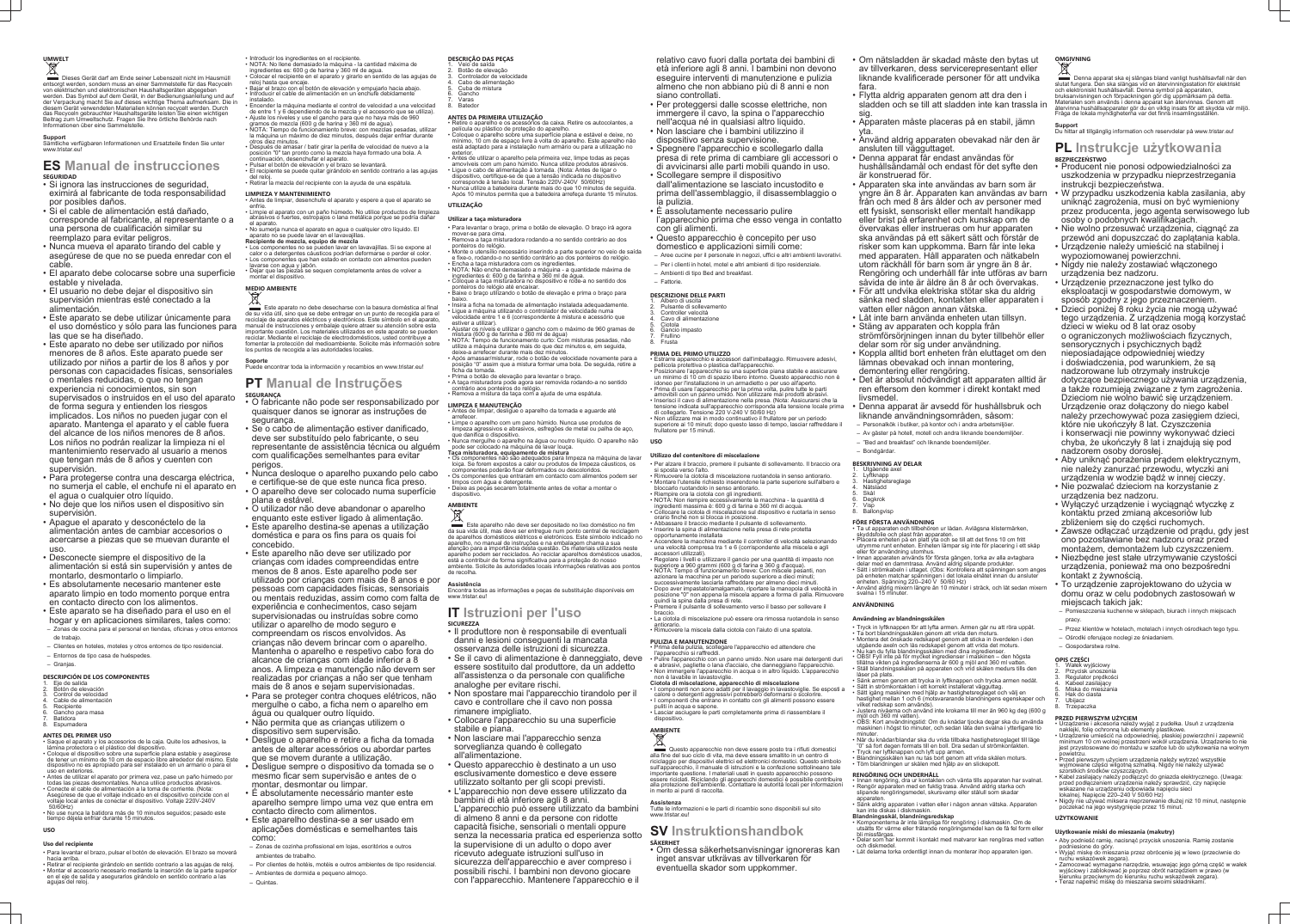## UMWELT

Dieses Gerät darf am Ende seiner Lebenszeit nicht im Hausmüll entsorgt werden, sondern muss an einer Sammelstelle für das Recyceln von elektrischen und elektronischen Haushaltsgeräten abgegeben werden. Das Symbol auf dem Gerät, in der Bedienungsanleitung und auf der Verpackung macht Sie auf dieses wichtige Thema aufmerksam. Die in diesem Gerät verwendeten Materialien können recycelt werden. Durch das Recyceln gebrauchter Haushaltsgeräte leisten Sie einen wichtigen Beitrag zum Umweltschutz. Fragen Sie Ihre örtliche Behörde nach Informationen über eine Sammelstelle.

### Support

Sämtliche verfügbaren Informationen und Ersatzteile finden Sie unter www.tristar.eu!

# ES Manual de instrucciones

## SEGURIDAD

- Si ignora las instrucciones de seguridad, eximirá al fabricante de toda responsabilidad por posibles daños.
- Si el cable de alimentación está dañado, corresponde al fabricante, al representante o a una persona de cualificación similar su reemplazo para evitar peligros.
- Nunca mueva el aparato tirando del cable y asegúrese de que no se pueda enredar con el cable.
- El aparato debe colocarse sobre una superficie estable y nivelada.
- El usuario no debe dejar el dispositivo sin supervisión mientras esté conectado a la alimentación.
- Este aparato se debe utilizar únicamente para el uso doméstico y sólo para las funciones para las que se ha diseñado.
- Este aparato no debe ser utilizado por niños menores de 8 años. Este aparato puede ser utilizado por niños a partir de los 8 años y por personas con capacidades físicas, sensoriales o mentales reducidas, o que no tengan experiencia ni conocimientos, sin son supervisados o instruidos en el uso del aparato de forma segura y entienden los riesgos implicados. Los niños no pueden jugar con el aparato. Mantenga el aparato y el cable fuera del alcance de los niños menores de 8 años. Los niños no podrán realizar la limpieza ni el mantenimiento reservado al usuario a menos que tengan más de 8 años y cuenten con supervisión.
- Para protegerse contra una descarga eléctrica, no sumerja el cable, el enchufe ni el aparato en el agua o cualquier otro líquido.
- No deje que los niños usen el dispositivo sin supervisión.
- Apague el aparato y desconéctelo de la alimentación antes de cambiar accesorios o acercarse a piezas que se muevan durante el uso.
- Desconecte siempre el dispositivo de la alimentación si está sin supervisión y antes de montarlo, desmontarlo o limpiarlo.
- Es absolutamente necesario mantener este aparato limpio en todo momento porque entra en contacto directo con los alimentos.
- Este aparato se ha diseñado para el uso en el hogar y en aplicaciones similares, tales como:
  - Zonas de cocina para el personal en tiendas, oficinas y otros entornos de trabajo.
  - Clientes en hoteles, moteles y otros entornos de tipo residencial.
  - Entornos de tipo casa de huéspedes.
  - Granjas.

## DESCRIPCIÓN DE LOS COMPONENTES

1. Eje de salida
2. Botón de elevación
3. Control de velocidad
4. Cable de alimentación
5. Recipiente
6. Gancho para masa
7. Batidora
8. Espumadera

## ANTES DEL PRIMER USO

- Saque el aparato y los accesorios de la caja. Quite los adhesivos, la lámina protectora o el plástico del dispositivo.
- Coloque el dispositivo sobre una superficie plana estable y asegúrese de tener un mínimo de 10 cm de espacio libre alrededor del mismo. Este dispositivo no es apropiado para ser instalado en un armario o para el uso en exteriores.
- Antes de utilizar el aparato por primera vez, pase un paño húmedo por todas las piezas desmontables. Nunca utilice productos abrasivos.
- Conecte el cable de alimentación a la toma de corriente. (Nota: Asegúrese de que el voltaje indicado en el dispositivo coincide con el voltaje local antes de conectar el dispositivo. Voltaje 220V-240V 50/60Hz)
- No use nunca la batidora más de 10 minutos seguidos; pasado este tiempo déjela enfriar durante 15 minutos.

## USO

### Uso del recipiente

- Para levantar el brazo, pulsar el botón de elevación. El brazo se moverá hacia arriba.
- Retirar el recipiente girándolo en sentido contrario a las agujas de reloj.
- Montar el accesorio necesario mediante la inserción de la parte superior en el eje de salida y asegurarlo girándolo en sentido contrario a las agujas del reloj.
- Introducir los ingredientes en el recipiente.
- NOTA: No llene demasiado la máquina - la cantidad máxima de ingredientes es: 600 g de harina y 360 ml de agua.
- Colocar el recipiente en el aparato y girarlo en sentido de las agujas de reloj hasta que encaje.
- Bajar el brazo con el botón de elevación y empujarlo hacia abajo.
- Introducir el cable de alimentación en un enchufe debidamente instalado.
- Encender la máquina mediante el control de velocidad a una velocidad de entre 1 y 6 (dependiendo de la mezcla y el accesorio que se utiliza).
- Ajuste los niveles y use el gancho para que no haya más de 960 gramos de mezcla (600 g de harina y 360 ml de agua).
- NOTA: Tiempo de funcionamiento breve: con mezclas pesadas, utilizar la máquina un máximo de diez minutos, después dejar enfriar durante otros diez minutos.
- Después de amasar / batir girar la perilla de velocidad de nuevo a la posición "0" tan pronto como la mezcla haya formado una bola. A continuación, desenchufar el aparato.
- Pulsar el botón de elevación y el brazo se levantará.
- El recipiente se puede quitar girándolo en sentido contrario a las agujas del reloj.
- Retirar la mezcla del recipiente con la ayuda de una espátula.

## LIMPIEZA Y MANTENIMIENTO

- Antes de limpiar, desenchufe el aparato y espere a que el aparato se enfríe.
- Limpie el aparato con un paño húmedo. No utilice productos de limpieza abrasivos o fuertes, estropajos o lana metálica porque se podría dañar el aparato.
- No sumerja nunca el aparato en agua o cualquier otro líquido. El aparato no se puede lavar en el lavavajillas.

### Recipiente de mezcla, equipo de mezcla

- Los componentes no se pueden lavar en lavavajillas. Si se expone al calor o a detergentes cáusticos podrían deformarse o perder el color.
- Los componentes que han estado en contacto con alimentos pueden lavarse con agua y jabón.
- Dejar que las piezas se sequen completamente antes de volver a montar el dispositivo.

## MEDIO AMBIENTE

Este aparato no debe desecharse con la basura doméstica al final de su vida útil, sino que se debe entregar en un punto de recogida para el reciclaje de aparatos eléctricos y electrónicos. Este símbolo en el aparato, manual de instrucciones y embalaje quiere atraer su atención sobre esta importante cuestión. Los materiales utilizados en este aparato se pueden reciclar. Mediante el reciclaje de electrodomésticos, usted contribuye a fomentar la protección del medioambiente. Solicite más información sobre los puntos de recogida a las autoridades locales.

### Soporte

Puede encontrar toda la información y recambios en www.tristar.eu!

# PT Manual de Instruções

## SEGURANÇA

- O fabricante não pode ser responsabilizado por quaisquer danos se ignorar as instruções de segurança.
- Se o cabo de alimentação estiver danificado, deve ser substituído pelo fabricante, o seu representante de assistência técnica ou alguém com qualificações semelhantes para evitar perigos.
- Nunca desloque o aparelho puxando pelo cabo e certifique-se de que este nunca fica preso.
- O aparelho deve ser colocado numa superfície plana e estável.
- O utilizador não deve abandonar o aparelho enquanto este estiver ligado à alimentação.
- Este aparelho destina-se apenas a utilização doméstica e para os fins para os quais foi concebido.
- Este aparelho não deve ser utilizado por crianças com idades compreendidas entre menos de 8 anos. Este aparelho pode ser utilizado por crianças com mais de 8 anos e por pessoas com capacidades físicas, sensoriais ou mentais reduzidas, assim como com falta de experiência e conhecimentos, caso sejam supervisionadas ou instruídas sobre como utilizar o aparelho de modo seguro e compreendam os riscos envolvidos. As crianças não devem brincar com o aparelho. Mantenha o aparelho e respetivo cabo fora do alcance de crianças com idade inferior a 8 anos. A limpeza e manutenção não devem ser realizadas por crianças a não ser que tenham mais de 8 anos e sejam supervisionadas.
- Para se proteger contra choques elétricos, não mergulhe o cabo, a ficha nem o aparelho em água ou qualquer outro líquido.
- Não permita que as crianças utilizem o dispositivo sem supervisão.
- Desligue o aparelho e retire a ficha da tomada antes de alterar acessórios ou abordar partes que se movem durante a utilização.
- Desligue sempre o dispositivo da tomada se o mesmo ficar sem supervisão e antes de o montar, desmontar ou limpar.
- É absolutamente necessário manter este aparelho sempre limpo uma vez que entra em contacto directo com alimentos.
- Este aparelho destina-se a ser usado em aplicações domésticas e semelhantes tais como:
  - Zonas de cozinha profissional em lojas, escritórios e outros ambientes de trabalho.
  - Por clientes de hotéis, motéis e outros ambientes de tipo residencial.
  - Ambientes de dormida e pequeno almoço.
  - Quintas.

## DESCRIÇÃO DAS PEÇAS

1. Veio de saída
2. Botão de elevação
3. Controlador de velocidade
4. Cabo de alimentação
5. Cuba de mistura
6. Gancho
7. Varas
8. Batedor

## ANTES DA PRIMEIRA UTILIZAÇÃO

- Retire o aparelho e os acessórios da caixa. Retire os autocolantes, a película ou plástico de proteção do aparelho.
- Coloque o aparelho sobre uma superfície plana e estável e deixe, no mínimo, 10 cm de espaço livre à volta do aparelho. Este aparelho não está adaptado para a instalação num armário ou para a utilização no exterior.
- Antes de utilizar o aparelho pela primeira vez, limpe todas as peças amovíveis com um pano húmido. Nunca utilize produtos abrasivos.
- Ligue o cabo de alimentação à tomada. (Nota: Antes de ligar o dispositivo, certifique-se de que a tensão indicada no dispositivo corresponde à tensão local. Tensão 220V-240V 50/60Hz)
- Nunca utilize a batedeira durante mais do que 10 minutos de seguida. Após 10 minutos permita que a batedeira arrefeça durante 15 minutos.

## UTILIZAÇÃO

### Utilizar a taça misturadora

- Para levantar o braço, prima o botão de elevação. O braço irá agora mover-se para cima.
- Remova a taça misturadora rodando-a no sentido contrário ao dos ponteiros do relógio.
- Monte o utensílio necessário inserindo a parte superior no veio de saída e fixe-o, rodando-o no sentido contrário ao dos ponteiros do relógio.
- Encha a taça misturadora com os ingredientes.
- NOTA: Não encha demasiado a máquina - a quantidade máxima de ingredientes é: 600 g de farinha e 360 ml de água.
- Coloque a taça misturadora no dispositivo e rode-a no sentido dos ponteiros do relógio até encaixar.
- Baixe o braço utilizando o botão de elevação e prima o braço para baixo.
- Insira a ficha na tomada de alimentação instalada adequadamente.
- Ligue a máquina utilizando o controlador de velocidade numa velocidade entre 1 e 6 (correspondente à mistura e acessório que estiver a utilizar).
- Ajustar os níveis e utilizar o gancho com o máximo de 960 gramas de mistura (600 g de farinha e 360 ml de água).
- NOTA: Tempo de funcionamento curto: Com misturas pesadas, não utilize a máquina durante mais do que dez minutos e, em seguida, deixe-a arrefecer durante mais dez minutos.
- Após amassar/misturar, rode o botão de velocidade novamente para a posição "0" assim que a mistura formar uma bola. De seguida, retire a ficha da tomada.
- Prima o botão de elevação para levantar o braço.
- A taça misturadora pode agora ser removida rodando-a no sentido contrário aos ponteiros do relógio.
- Remova a mistura da taça com a ajuda de uma espátula.

## LIMPEZA E MANUTENÇÃO

- Antes de limpar, desligue o aparelho da tomada e aguarde até arrefecer.
- Limpe o aparelho com um pano húmido. Nunca use produtos de limpeza agressivos e abrasivos, esfregões de metal ou palha de aço, que danifica o dispositivo.
- Nunca mergulhe o aparelho na água ou noutro líquido. O aparelho não pode ser colocado na máquina de lavar louça.

### Taça misturadora, equipamento de mistura

- Os componentes não são adequados para limpeza na máquina de lavar loiça. Se forem expostos a calor ou produtos de limpeza cáusticos, os componentes poderão ficar deformados ou descoloridos.
- Os componentes que entraram em contacto com alimentos podem ser limpos com água e detergente.
- Deixe as peças secarem totalmente antes de voltar a montar o dispositivo.

## AMBIENTE

Este aparelho não deve ser depositado no lixo doméstico no fim da sua vida útil, mas deve ser entregue num ponto central de reciclagem de aparelhos domésticos elétricos e eletrónicos. Este símbolo no aparelho, no manual de instruções e na embalagem chama a sua atenção para a importância desta questão. Os materiais utilizados neste aparelho podem ser reciclados. Ao reciclar aparelhos domésticos usados, está a contribuir de forma significativa para a proteção do nosso ambiente. Solicite às autoridades locais informações relativas aos pontos de recolha.

### Assistência

Encontra todas as informações e peças de substituição disponíveis em www.tristar.eu!

# IT Istruzioni per l'uso

## SICUREZZA

- Il produttore non è responsabile di eventuali danni e lesioni conseguenti la mancata osservanza delle istruzioni di sicurezza.
- Se il cavo di alimentazione è danneggiato, deve essere sostituito dal produttore, da un addetto all'assistenza o da personale con qualifiche analoghe per evitare rischi.
- Non spostare mai l'apparecchio tirandolo per il cavo e controllare che il cavo non possa rimanere impigliato.
- Collocare l'apparecchio su una superficie stabile e piana.
- Non lasciare mai l'apparecchio senza sorveglianza quando è collegato all'alimentazione.
- Questo apparecchio è destinato a un uso esclusivamente domestico e deve essere utilizzato soltanto per gli scopi previsti.
- L'apparecchio non deve essere utilizzato da bambini di età inferiore agli 8 anni. L'apparecchio può essere utilizzato da bambini di almeno 8 anni e da persone con ridotte capacità fisiche, sensoriali o mentali oppure senza la necessaria pratica ed esperienza sotto la supervisione di un adulto o dopo aver ricevuto adeguate istruzioni sull'uso in sicurezza dell'apparecchio e aver compreso i possibili rischi. I bambini non devono giocare con l'apparecchio. Mantenere l'apparecchio e il relativo cavo fuori dalla portata dei bambini di età inferiore agli 8 anni. I bambini non devono eseguire interventi di manutenzione e pulizia almeno che non abbiano più di 8 anni e non siano controllati.
- Per proteggersi dalle scosse elettriche, non immergere il cavo, la spina o l'apparecchio nell'acqua né in qualsiasi altro liquido.
- Non lasciare che i bambini utilizzino il dispositivo senza supervisione.
- Spegnere l'apparecchio e scollegarlo dalla presa di rete prima di cambiare gli accessori o di avvicinarsi alle parti mobili quando in uso.
- Scollegare sempre il dispositivo dall'alimentazione se lasciato incustodito e prima dell'assemblaggio, il disassemblaggio o la pulizia.
- È assolutamente necessario pulire l'apparecchio prima che esso venga in contatto con gli alimenti.
- Questo apparecchio è concepito per uso domestico e applicazioni simili come:
  - Aree cucine per il personale in negozi, uffici e altri ambienti lavorativi.
  - Per i clienti in hotel, motel e altri ambienti di tipo residenziale.
  - Ambienti di tipo Bed and breakfast.
  - Fattorie.

## DESCRIZIONE DELLE PARTI

1. Albero di uscita
2. Pulsante di sollevamento
3. Controller velocità
4. Cavo di alimentazione
5. Ciotola
6. Gancio impasto
7. Frullino
8. Frusta

## PRIMA DEL PRIMO UTILIZZO

- Estrarre apparecchio e accessori dall'imballaggio. Rimuovere adesivi, pellicola protettiva e plastica dall'apparecchio.
- Posizionare l'apparecchio su una superficie piana stabile e assicurare un minimo di 10 cm di spazio libero intorno. Questo apparecchio non è idoneo per l'installazione in un armadietto o per uso all'aperto.
- Prima di usare l'apparecchio per la prima volta, pulire tutte le parti amovibili con un panno umido. Non utilizzare mai prodotti abrasivi.
- Inserisci il cavo di alimentazione nella presa. (Nota: Assicurarsi che la tensione indicata sull'apparecchio corrisponda alla tensione locale prima di collegarlo. Tensione 220 V-240 V 50/60 Hz)
- Non utilizzare mai in modo continuativo il frullatore per un periodo superiore ai 10 minuti; dopo questo lasso di tempo, lasciar raffreddare il frullatore per 15 minuti.

## USO

### Utilizzo del contenitore di miscelazione

- Per alzare il braccio, premere il pulsante di sollevamento. Il braccio ora si sposta verso l'alto.
- Rimuovere la ciotola di miscelazione ruotandola in senso antiorario.
- Montare l'utensile richiesto inserendone la parte superiore sull'albero e bloccarlo ruotandolo in senso antiorario.
- Riempire ora la ciotola con gli ingredienti.
- NOTA: Non riempire eccessivamente la macchina - la quantità di ingredienti massima è: 600 g di farina e 360 ml di acqua.
- Collocare la ciotola di miscelazione sul dispositivo e ruotarla in senso orario finché non si blocca in posizione.
- Abbassare il braccio mediante il pulsante di sollevamento.
- Inserire la spina di alimentazione nella presa di rete protetta opportunamente installata.
- Accendere la macchina mediante il controller di velocità selezionando una velocità compresa tra 1 e 6 (corrispondente alla miscela e agli accessori utilizzati).
- Regolare i livelli e utilizzare il gancio per una quantità di impasto non superiore a 960 grammi (600 g di farina e 360 g d'acqua).
- NOTA: Tempo di funzionamento breve: Con miscele pesanti, non azionare la macchina per un periodo superiore a dieci minuti; successivamente lasciarla raffreddare per almeno dieci minuti.
- Dopo aver impastato/amalgamato, riportare la manopola di velocità in posizione "0" non appena la miscela appare a forma di palla. Rimuovere quindi la spina dalla presa di rete.
- Premere il pulsante di sollevamento verso il basso per sollevare il braccio.
- La ciotola di miscelazione può essere ora rimossa ruotandola in senso antiorario.
- Rimuovere la miscela dalla ciotola con l'aiuto di una spatola.

## PULIZIA E MANUTENZIONE

- Prima della pulizia, scollegare l'apparecchio ed attendere che l'apparecchio si raffreddi.
- Pulire l'apparecchio con un panno umido. Non usare mai detergenti duri e abrasivi, pagliette o lana d'acciaio, che danneggiano l'apparecchio.
- Non immergere l'apparecchio in acqua o in altro liquido. L'apparecchio non è lavabile in lavastoviglie.

### Ciotola di miscelazione, apparecchio di miscelazione

- I componenti non sono adatti per il lavaggio in lavastoviglie. Se esposti a calore o detergenti aggressivi potrebbero deformarsi o scolorire.
- I componenti che entrano in contatto con gli alimenti possono essere puliti in acqua e sapone.
- Lasciar asciugare le parti completamente prima di riassemblare il dispositivo.

## AMBIENTE

Questo apparecchio non deve essere posto tra i rifiuti domestici alla fine del suo ciclo di vita, ma deve essere smaltito in un centro di riciclaggio per dispositivi elettrici ed elettronici domestici. Questo simbolo sull'apparecchio, il manuale di istruzioni e la confezione sottolineano tale importante questione. I materiali usati in questo apparecchio possono essere riciclati. Riciclando gli apparecchi domestici è possibile contribuire alla protezione dell'ambiente. Contattare le autorità locali per informazioni in merito ai punti di raccolta.

### Assistenza

Tutte le informazioni e le parti di ricambio sono disponibili sul sito www.tristar.eu!

# SV Instruktionshandbok

## SÄKERHET

- Om dessa säkerhetsanvisningar ignoreras kan inget ansvar utkrävas av tillverkaren för eventuella skador som uppkommer.
- Om nätsladden är skadad måste den bytas ut av tillverkaren, dess servicerepresentant eller liknande kvalificerade personer för att undvika fara.
- Flytta aldrig apparaten genom att dra den i sladden och se till att sladden inte kan trassla in sig.
- Apparaten måste placeras på en stabil, jämn yta.
- Använd aldrig apparaten obevakad när den är ansluten till vägguttaget.
- Denna apparat får endast användas för hushållsändamål och endast för det syfte den är konstruerad för.
- Apparaten ska inte användas av barn som är yngre än 8 år. Apparaten kan användas av barn från och med 8 års ålder och av personer med ett fysiskt, sensoriskt eller mentalt handikapp eller brist på erfarenhet och kunskap om de övervakas eller instrueras om hur apparaten ska användas på ett säkert sätt och förstår de risker som kan uppkomma. Barn får inte leka med apparaten. Håll apparaten och nätkabeln utom räckhåll för barn som är yngre än 8 år. Rengöring och underhåll får inte utföras av barn såvida de inte är äldre än 8 år och övervakas.
- För att undvika elektriska stötar ska du aldrig sänka ned sladden, kontakten eller apparaten i vatten eller någon annan vätska.
- Låt inte barn använda enheten utan tillsyn.
- Stäng av apparaten och koppla från strömförsörjningen innan du byter tillbehör eller delar som rör sig under användning.
- Koppla alltid bort enheten från eluttaget om den lämnas obevakad och innan montering, demontering eller rengöring.
- Det är absolut nödvändigt att apparaten alltid är ren eftersom den kommer i direkt kontakt med livsmedel.
- Denna apparat är avsedd för hushållsbruk och liknande användningsområden, såsom:
  - Personalkök i butiker, på kontor och i andra arbetsmiljöer.
  - Av gäster på hotell, motell och andra liknande boendemiljöer.
  - "Bed and breakfast" och liknande boendemiljöer.
  - Bondgårdar.

## BESKRIVNING AV DELAR

1. Utgående axel
2. Lyftknapp
3. Hastighetsreglage
4. Nätsladd
5. Skål
6. Degkrok
7. Visp
8. Ballongvisp

## FÖRE FÖRSTA ANVÄNDNING

- Ta ut apparaten och tillbehören ur lådan. Avlägsna klistermärken, skyddsfolie och plast från apparaten.
- Placera enheten på en plan yta och se till att det finns 10 cm fritt utrymme runt enheten. Enheten lämpar sig inte för placering i ett skåp eller för användning utomhus.
- Innan apparaten används för första gången, torka av alla avtagbara delar med en fuktig trasa. Använd aldrig slipande produkter.
- Sätt i strömkabeln i uttaget. (Obs: Kontrollera att spänningen som anges på enheten matchar spänningen i det lokala elnätet innan du ansluter enheten. Spänning 220–240 V 50/60 Hz)
- Använd aldrig mixern längre än 10 minuter i sträck, och låt sedan mixern svalna i 15 minuter.

## ANVÄNDNING

### Användning av blandningsskålen

- Tryck in lyftknappen för att lyfta armen. Armen går nu att röra uppåt.
- Ta bort blandningsskålen genom att vrida den moturs.
- Montera det önskade redskapet genom att sticka in överdelen i den utgående axeln och lås redskapet genom att vrida det moturs.
- Nu kan du fylla blandningsskålen med dina ingredienser.
- OBS! Fyll inte på för mycket ingredienser i maskinen – den högsta tillåtna vikten på ingredienserna är 600 g mjöl and 360 ml vatten.
- Ställ blandningsskålen på apparaten och vrid skålen medurs tills den låser fast på plats.
- Sänk armen genom att trycka in lyftknappen och trycka armen nedåt.
- Sätt in strömkontakten i ett korrekt installerat vägguttag.
- Sätt igång maskinen med hjälp av hastighetsreglaget och välj en hastighet mellan 1 och 6 (motsvararande blandningens egenskaper och vilket redskap som används).
- Justera nivåerna och använd inte krokarna till mer än 960 kg deg (600 g mjöl och 360 ml vatten).
- OBS: Kort användningstid: Om du knådar tjocka degar ska du använda maskinen i högst tio minuter, och sedan låta den svalna i ytterligare tio minuter.
- När du knådar/blandar ska du vrida tillbaka hastighetsreglaget till läge "0" så fort degen formats till en boll. Dra sedan ut strömkontakten.
- Tryck ner lyftknappen och lyft upp armen.
- Blandningsskålen kan nu tas bort genom att vrida skålen moturs.
- Töm blandningen ur skålen med hjälp av en slickepott.

## RENGÖRING OCH UNDERHÅLL

- Innan rengöring, dra ur kontakten och vänta tills apparaten har svalnat.
- Rengör apparaten med en fuktig trasa. Använd aldrig starka och slipande rengöringsmedel, skursvamp eller stålull som skadar apparaten.
- Sänk aldrig apparaten i vatten eller i någon annan vätska. Apparaten kan inte diskas i diskmaskin.

### Blandningsskål, blandningsredskap

- Komponenterna är inte lämpliga för rengöring i diskmaskin. Om de utsätts för värme eller frätande rengöringsmedel kan de få fel form eller bli missfärgas.
- Delar som har kommit i kontakt med matvaror kan rengöras med vatten och diskmedel.
- Låt delarna torka ordentligt innan du monterar ihop apparaten igen.

## OMGIVNING

Denna apparat ska ej slängas bland vanligt hushållsavfall när den slutat fungera. Den ska slängas vid en återvinningsstation för elektriskt och elektroniskt hushållsavfall. Denna symbol på apparaten, bruksanvisningen och förpackningen gör dig uppmärksam på detta. Materialen som används i denna apparat kan återvinnas. Genom att återvinna hushållsapparater gör du en viktig insats för att skydda vår miljö. Fråga de lokala myndigheterna var det finns insamlingsställen.

### Support

Du hittar all tillgänglig information och reservdelar på www.tristar.eu!

# PL Instrukcje użytkowania

## BEZPIECZEŃSTWO

- Producent nie ponosi odpowiedzialności za uszkodzenia w przypadku nieprzestrzegania instrukcji bezpieczeństwa.
- W przypadku uszkodzenia kabla zasilania, aby uniknąć zagrożenia, musi on być wymieniony przez producenta, jego agenta serwisowego lub osoby o podobnych kwalifikacjach.
- Nie wolno przesuwać urządzenia, ciągnąc za przewód ani dopuszczać do zaplątania kabla.
- Urządzenie należy umieścić na stabilnej i wypoziomowanej powierzchni.
- Nigdy nie należy zostawiać włączonego urządzenia bez nadzoru.
- Urządzenie przeznaczone jest tylko do eksploatacji w gospodarstwie domowym, w sposób zgodny z jego przeznaczeniem.
- Dzieci poniżej 8 roku życia nie mogą używać tego urządzenia. Z urządzenia mogą korzystać dzieci w wieku od 8 lat oraz osoby o ograniczonych możliwościach fizycznych, sensorycznych i psychicznych bądź nieposiadające odpowiedniej wiedzy i doświadczenia, pod warunkiem, że są nadzorowane lub otrzymały instrukcje dotyczące bezpiecznego używania urządzenia, a także rozumieją związane z tym zagrożenia. Dzieciom nie wolno bawić się urządzeniem. Urządzenie oraz dołączony do niego kabel należy przechowywać poza zasięgiem dzieci, które nie ukończyły 8 lat. Czyszczenia i konserwacji nie powinny wykonywać dzieci chyba, że ukończyły 8 lat i znajdują się pod nadzorem osoby dorosłej.
- Aby uniknąć porażenia prądem elektrycznym, nie należy zanurzać przewodu, wtyczki ani urządzenia w wodzie bądź w innej cieczy.
- Nie pozwalać dzieciom na korzystanie z urządzenia bez nadzoru.
- Wyłączyć urządzenie i wyciągnąć wtyczkę z kontaktu przed zmianą akcesoriów lub zbliżeniem się do części ruchomych.
- Zawsze odłączać urządzenie od prądu, gdy jest ono pozostawione bez nadzoru oraz przed montażem, demontażem lub czyszczeniem.
- Niezbędne jest stałe utrzymywanie czystości urządzenia, ponieważ ma ono bezpośredni kontakt z żywnością.
- To urządzenie zaprojektowano do użycia w domu oraz w celu podobnych zastosowań w miejscach takich jak:
  - Pomieszczenia kuchenne w sklepach, biurach i innych miejscach pracy.
  - Przez klientów w hotelach, motelach i innych ośrodkach tego typu.
  - Ośrodki oferujące noclegi ze śniadaniem.
  - Gospodarstwa rolne.

## OPIS CZĘŚCI

1. Wałek wyjściowy
2. Przycisk unoszenia
3. Regulator prędkości
4. Kabel zasilający
5. Miska do mieszania
6. Hak do ciasta
7. Ubijacz
8. Trzepaczka

## PRZED PIERWSZYM UŻYCIEM

- Urządzenie i akcesoria należy wyjąć z pudełka. Usuń z urządzenia naklejki, folię ochronną lub elementy plastikowe.
- Urządzenie umieścić na odpowiedniej, płaskiej powierzchni i zapewnić minimum 10 cm wolnej przestrzeni wokół urządzenia. Urządzenie to nie jest przystosowane do montażu w szafce lub do użytkowania na wolnym powietrzu.
- Przed pierwszym użyciem urządzenia należy wytrzeć wszystkie wyjmowane części wilgotną szmatką. Nigdy nie należy używać ściernych środków czyszczących.
- Kabel zasilający należy podłączyć do gniazda elektrycznego. (Uwaga: przed podłączeniem urządzenia należy sprawdzić, czy napięcie wskazane na urządzeniu odpowiada napięciu sieci lokalnej. Napięcie 220–240 V 50/60 Hz)
- Nigdy nie używać miksera nieprzerwanie dłużej niż 10 minut, następnie poczekać na jego wystygnięcie przez 15 minut.

## UŻYTKOWANIE

### Użytkowanie miski do mieszania (makutry)

- Aby podnieść ramię, naciśnij przycisk unoszenia. Ramię zostanie podniesione do góry.
- Wyjąć miskę do mieszania przez obrócenie jej w lewo (przeciwnie do ruchu wskazówek zegara).
- Zamocować wymagane narzędzie, wsuwając jego górną część w wałek wyjściowy i zablokować je poprzez obrót narzędziem w prawo (w kierunku przeciwnym do kierunku ruchu wskazówek zegara).
- Teraz napełnić miskę do mieszania swoimi składnikami.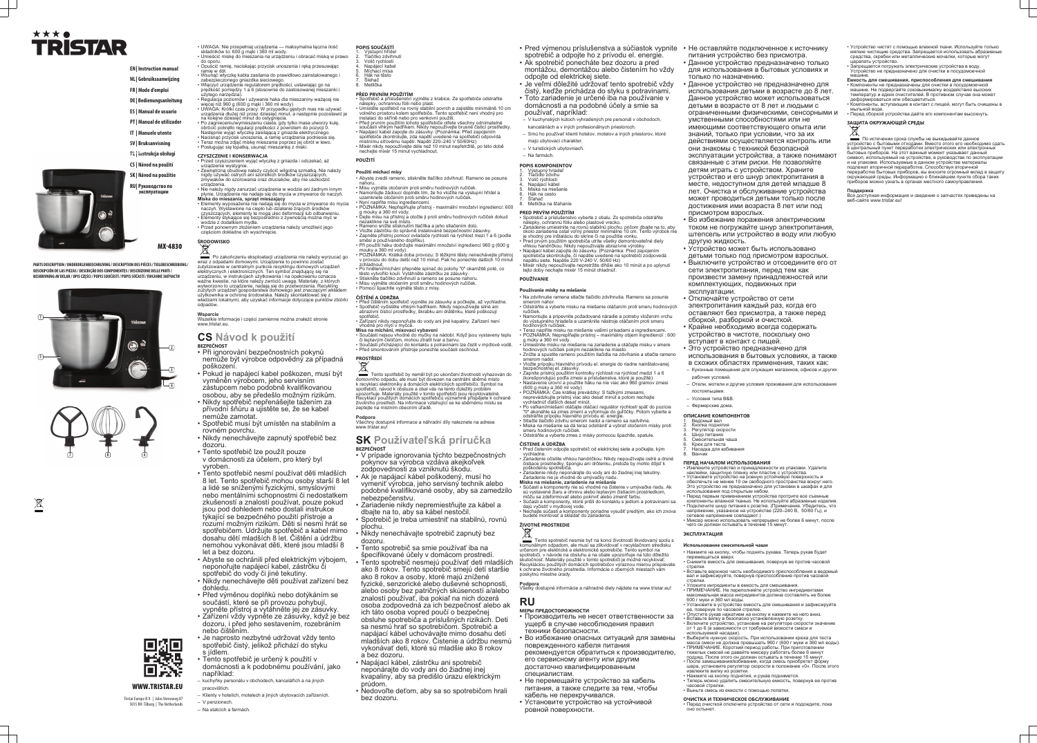# TRISTAR

**EN| Instruction manual**
**NL| Gebruiksaanwijzing**
**FR| Mode d'emploi**
**DE| Bedienungsanleitung**
**ES| Manual de usuario**
**PT| Manual de utilizador**
**IT| Manuale utente**
**SV| Bruksanvisning**
**PL| Instrukcja obsługi**
**CS| Návod na použití**
**SK| Návod na použitie**
**RU| Руководство по эксплуатации**

**MX-4830**

PARTS DESCRIPTION / ONDERDELENBESCHRIJVING / DESCRIPTION DES PIÈCES / TEILEBESCHREIBUNG / DESCRIPCIÓN DE LAS PIEZAS / DESCRIÇÃO DOS COMPONENTES / DESCRIZIONE DELLE PARTI / BESKRIVNING AV DELAR / OPIS CZĘŚCI / POPIS SOUČÁSTÍ / POPIS SÚČASTÍ / ОПИСАНИЕ ЗАПЧАСТЕЙ

**WWW.TRISTAR.EU**

Tristar Europe B.V. | Jules Verneweg 87
5015 BH Tilburg | The Netherlands

• UWAGA: Nie przepełniaj urządzenia — maksymalna łączna ilość składników to: 600 g mąki i 360 ml wody.
• Umieść miskę do mieszania na urządzeniu i obracać miską w prawo do oporu.
• Opuścić ramię, naciskając przycisk unoszenia i ręką przesuwając ramię w dół.
• Wsunąć wtyczkę kabla zasilania do prawidłowo zainstalowanego i zabezpieczonego gniazdka sieciowego.
• Włączyć urządzenie regulatorem prędkości, ustawiając go na prędkość pomiędzy 1 a 6 (stosownie do zastosowanej mieszanki i użytego narzędzia).
• Regulacja poziomów i używanie haka dla mieszaniny ważącej nie więcej niż 960 g (600 g mąki i 360 ml wody)
• UWAGA: Krótki czas pracy: W przypadku gęstych mas nie używać urządzenia dłużej niż przez dziesięć minut, a następnie pozostawić je na kolejne dziesięć minut do ostygnięcia.
• Po zagnieceniu/wymieszaniu ciasta, gdy tylko masa utworzy kulę, obrócić pokrętło regulacji prędkości z powrotem do pozycji 0. Następnie wyjąć wtyczkę zasilającą z gniazda elektrycznego.
• Nacisnąć przycisk unoszenia, a ramię urządzenia podniesie się.
• Teraz można zdjąć miskę mieszania poprzez jej obrót w lewo.
• Posługując się łopatką, usunąć mieszankę z miski.

**CZYSZCZENIE I KONSERWACJA**
• Przed czyszczeniem wyjąć wtyczkę z gniazda i odczekać, aż urządzenie wystygnie.
• Zewnętrzną obudowę należy czyścić wilgotną szmatką. Nie należy nigdy używać ostrych ani szorstkich środków czyszczących, zmywaków do szorowania oraz drucików, aby nie uszkodzić urządzenia.
• Nie należy nigdy zanurzać urządzenia w wodzie ani żadnym innym płynie. Urządzenie nie nadaje się do mycia w zmywarce do naczyń.

**Miska do mieszania, sprzęt mieszający**
• Elementy wyposażenia nie nadają się do mycia w zmywarce do mycia naczyń. Wystawione na ciepło lub działanie żrących środków czyszczących, elementy te mogą ulec deformacji lub odbarwieniu.
• Elementy stykające się bezpośrednio z żywnością można myć w wodzie z dodatkiem mydła.
• Przed ponownym złożeniem urządzenia należy umożliwić jego częściom dokładne ich wyschnięcie.

**ŚRODOWISKO**
Po zakończeniu eksploatacji urządzenia nie należy wyrzucać go wraz z odpadami domowymi. Urządzenie to powinno zostać zutylizowane w centralnym punkcie recyklingu domowych urządzeń elektrycznych i elektronicznych. Ten symbol znajdujący się na urządzeniu, w instrukcji użytkowania i na opakowaniu oznacza ważne kwestie, na które należy zwrócić uwagę. Materiały, z których wyprodukowano to urządzenie, nadają się do recyklingu. Recykling zużytych urządzeń gospodarstwa domowego jest znaczącym wkładem użytkownika w ochronę środowiska. Należy skontaktować się z władzami lokalnymi, aby uzyskać informacje dotyczące punktów zbiórki odpadów.

**Wsparcie**
Wszelkie informacje i części zamienne można znaleźć stronie www.tristar.eu.

# CS Návod k použití

**BEZPEČNOST**
• Při ignorování bezpečnostních pokynů nemůže být výrobce odpovědný za případná poškození.
• Pokud je napájecí kabel poškozen, musí být vyměněn výrobcem, jeho servisním zástupcem nebo podobně kvalifikovanou osobou, aby se předešlo možným rizikům.
• Nikdy spotřebič nepřenášejte tažením za přívodní šňůru a ujistěte se, že se kabel nemůže zamotat.
• Spotřebič musí být umístěn na stabilním a rovném povrchu.
• Nikdy nenechávejte zapnutý spotřebič bez dozoru.
• Tento spotřebič lze použít pouze v domácnosti za účelem, pro který byl vyroben.
• Tento spotřebič nesmí používat děti mladších 8 let. Tento spotřebič mohou osoby starší 8 let a lidé se sníženými fyzickými, smyslovými nebo mentálními schopnostmi či nedostatkem zkušeností a znalostí používat, pouze pokud jsou pod dohledem nebo dostali instrukce týkající se bezpečného použití přístroje a rozumí možným rizikům. Děti si nesmí hrát se spotřebičem. Udržujte spotřebič a kabel mimo dosahu dětí mladších 8 let. Čištění a údržbu nemohou vykonávat děti, které jsou mladší 8 let a bez dozoru.
• Abyste se ochránili před elektrickým výbojem, neponořujte napájecí kabel, zástrčku či spotřebič do vody či jiné tekutiny.
• Nikdy nenechávejte děti používat zařízení bez dohledu.
• Před výměnou doplňků nebo dotýkáním se součástí, které se při provozu pohybují, vypněte přístroj a vytáhněte jej ze zásuvky.
• Zařízení vždy vypněte ze zásuvky, když je bez dozoru, i před jeho sestavením, rozebráním nebo čištěním.
• Je naprosto nezbytné udržovat vždy tento spotřebič čistý, jelikož přichází do styku s jídlem.
• Tento spotřebič je určený k použití v domácnosti a k podobnému používání, jako například:
– kuchyňky personálu v obchodech, kancelářích a na jiných pracovištích.
– Klienty v hotelích, motelech a jiných ubytovacích zařízeních.
– V penzionech.
– Na statcích a farmách.

**POPIS SOUČÁSTÍ**
1. Výstupní hřídel
2. Tlačítko zdvihnutí
3. Volič rychlosti
4. Napájecí kabel
5. Míchací mísa
6. Hák na těsto
7. Šlehač
8. Metlička

**PŘED PRVNÍM POUŽITÍM**
• Spotřebič a příslušenství vyjměte z krabice. Ze spotřebiče odstraňte nálepky, ochrannou fólii nebo plast.
• Umístěte spotřebič na rovný stabilní povrch a zajistěte minimálně 10 cm volného prostoru kolem spotřebiče. Tento spotřebič není vhodný pro instalaci do skříně nebo pro venkovní použití.
• Před prvním použitím tohoto spotřebiče otřete všechny odnímatelné součásti vlhkým hadříkem. Nikdy nepoužívejte brusné čisticí prostředky.
• Napájecí kabel zapojte do zásuvky. (Poznámka: Před zapojením spotřebiče zkontrolujte, zda napětí uvedené na spotřebiči odpovídá místnímu síťovému napětí. Napětí 220–240 V 50/60Hz)
• Mixér nikdy nepoužívejte déle než 10 minut nepřetržitě, po této době nechejte mixér 15 minut vychladnout.

**POUŽITÍ**

**Použití míchací mísy**
• Abyste zvedli rameno, stiskněte tlačítko zdvihnutí. Rameno se posune nahoru.
• Mísu vyjměte otočením proti směru hodinových ručiček.
• Namontujte žádoucí doplněk tím, že ho vložíte na výstupní hřídel a uzamknete otočením proti směru hodinových ručiček.
• Nyní naplňte mísu ingrediencemi.
• POZNÁMKA: Nepřeplňujte přístroj - maximální množství ingrediencí: 600 g mouky a 360 ml vody.
• Dejte mísu na přístroj a otočte ji proti směru hodinových ručiček dokud nezaklikne na své místo.
• Rameno snižte stisknutím tlačítka a jeho stlačením dolů.
• Vložte zástrčku do správně instalované bezpečnostní zásuvky.
• Zapněte přístroj pomocí ovladače rychlosti na rychlost mezi 1 a 6 (podle směsi a používaného doplňku).
• Při použití háku dodržujte maximální množství ingrediencí 960 g (600 g mouky a 360 ml vody).
• POZNÁMKA: Krátká doba provozu: S těžkými těsty nenechávejte přístroj v provozu do dobu delší než 10 minut. Pak ho ponechte dalších 10 minut zchladnout.
• Po hnětení/míchání přepněte spínač do polohy "0" okamžitě poté, co těsto vytvoří kouli. Vytáhněte zástrčku ze zásuvky.
• Stiskněte tlačítko zdvihání a rameno se posune nahoru.
• Mísu vyjměte otočením proti směru hodinových ručiček.
• Pomocí špachtle vyjměte těsto z mísy.

**ČIŠTĚNÍ A ÚDRŽBA**
• Před čištěním spotřebič vypněte ze zásuvky a počkejte, až vychladne.
• Spotřebič vyčistěte vlhkým hadříkem. Nikdy nepoužívejte silné ani abrazivní čisticí prostředky, škrabku ani drátěnku, které poškozují spotřebič.
• Zařízení nikdy neponořujte do vody ani jiné kapaliny. Zařízení není vhodné pro mytí v myčce.

**Mísa na míchání, míchací vybavení**
• Součásti nejsou vhodné do myčky na nádobí. Když jsou vystaveny teplu či leptavým čističům, mohou ztratit tvar a barvu.
• Součásti přicházející do kontaktu s potravinami lze čistit v mýdlové vodě.
• Před smontováním přístroje ponechte součásti oschnout.

**PROSTŘEDÍ**
Tento spotřebič by neměl být po ukončení životnosti vyhazován do domovního odpadu, ale musí být doveden na centrální sběrné místo k recyklaci elektroniky a domácích elektrických spotřebičů. Symbol na spotřebiči, návod k obsluze a obal vás na tento důležitý problém upozorňuje. Materiály použité v tomto spotřebiči jsou recyklovatelné. Recyklací použitých domácích spotřebičů významně přispějete k ochraně životního prostředí. Na informace vztahující se ke sběrnému místu se zeptejte na místním obecním úřadě.

**Podpora**
Všechny dostupné informace a náhradní díly naleznete na adrese www.tristar.eu!

# SK Používateľská príručka

**BEZPEČNOSŤ**
• V prípade ignorovania týchto bezpečnostných pokynov sa výrobca vzdáva akejkoľvek zodpovednosti za vzniknutú škodu.
• Ak je napájací kábel poškodený, musí ho vymeniť výrobca, jeho servisný technik alebo podobne kvalifikované osoby, aby sa zamedzilo nebezpečenstvu.
• Zariadenie nikdy neprenášajte za kábel a dbajte na to, aby sa kábel nestočil.
• Spotrebič je treba umiestniť na stabilnú, rovnú plochu.
• Nikdy nenechávajte spotrebič zapnutý bez dozoru.
• Tento spotrebič sa smie používať iba na špecifikované účely v domácom prostredí.
• Tento spotrebič nesmú používať deti mladšie ako 8 rokov. Tento spotrebič smejú deti staršie ako 8 rokov a osoby, ktoré majú znížené fyzické, senzorické alebo duševné schopnosti, alebo osoby bez patričných skúseností a/alebo znalostí používať, iba pokiaľ na nich dozerá osoba zodpovedná za ich bezpečnosť alebo ak ich táto osoba vopred poučí o bezpečnej obsluhe spotrebiča a príslušných rizikách. Deti sa nesmú hrať so spotrebičom. Spotrebič a napájací kábel uchovávajte mimo dosahu detí mladších ako 8 rokov. Čistenie a údržbu nesmú vykonávať deti, ktoré sú mladšie ako 8 rokov a bez dozoru.
• Napájací kábel, zástrčku ani spotrebič neponárajte do vody ani do žiadnej inej kvapaliny, aby sa predišlo úrazu elektrickým prúdom.
• Nedovoľte deťom, aby sa so spotrebičom hrali bez dozoru.
• Pred výmenou príslušenstva a súčiastok vypnite spotrebič a odpojte ho z prívodu el. energie.
• Ak spotrebič ponecháte bez dozoru a pred montážou, demontážou alebo čistením ho vždy odpojte od elektrickej siete.
• Je veľmi dôležité udržovať tento spotrebič vždy čistý, keďže prichádza do styku s potravinami.
• Toto zariadenie je určené iba na používanie v domácnosti a na podobné účely a smie sa používať, napríklad:
– V kuchynských kútoch vyhradených pre personál v obchodoch, kanceláriách a v iných profesionálnych priestoroch.
– Smú ho používať klienti hotelov, motelov a iných priestorov, ktoré majú ubytovací charakter.
– V turistických ubytovniach.
– Na farmách.

**POPIS KOMPONENTOV**
1. Výstupný hriadeľ
2. Tlačidlo zdvihu
3. Volič rýchlosti
4. Napájací kábel
5. Miska na miešanie
6. Hák na cesto
7. Šľahač
8. Metlička na šľahanie

**PRED PRVÝM POUŽITÍM**
• Spotrebič a príslušenstvo vyberte z obalu. Zo spotrebiča odstráňte nálepky, ochrannú fóliu alebo plastové vrecko.
• Zariadenie umiestnite na rovnú stabilnú plochu, pričom dbajte na to, aby okolo zariadenia ostal voľný priestor minimálne 10 cm. Tento výrobok nie je vhodný pre inštaláciu do skrine či na použitie vonku.
• Pred prvým použitím spotrebiča utrite všetky demontovateľné diely vlhkou handričkou. Nikdy nepoužívajte abrazívne výrobky.
• Napájací kábel zapojte do zásuvky. (Poznámka: Pred zapojením spotrebiča skontrolujte, či napätie uvedené na spotrebiči zodpovedá napätiu siete. Napätie 220 V-240 V, 50/60 Hz)
• Mixér nikdy nepoužívajte nepretržite dlhšie ako 10 minút a po uplynutí tejto doby nechajte mixér 15 minút chladnúť.

**POUŽÍVANIE**

**Používanie misky na miešanie**
• Na zdvihnutie ramena stlačte tlačidlo zdvihnutia. Rameno sa posunie smerom nahor.
• Odstráňte a vyberte misku na miešanie otáčaním proti smeru hodinových ručičiek.
• Namontujte a pripevnite požadované náradie a potreby vložením vrchu do výstupného hriadeľa a uzamknite natočením proti smeru hodinových ručičiek.
• Teraz naplňte misku na miešanie vašimi prísadami a ingredienciami.
• POZNÁMKA: Nepreplňujte prístroj – maximálny objem ingrediencií : 600 g múky a 360 ml vody.
• Umiestnite misku na miešanie na zariadenie a otáčajte misku v smere hodinových ručičiek pokým nezaklikne na miesto.
• Znížte a spustite rameno pomocou tlačidla na zdvíhanie a stlačte rameno smerom nadol.
• Vložte prípojku hlavného prívodu el. energie do riadne nainštalovanej bezpečnostnej el. zásuvky.
• Zapnite prístroj pomocou kontroléry rýchlosti na rýchlosť medzi 1 a 6 (korešpondujúc podľa zmesi a príslušenstva, ktoré je použité).
• Nastavenie úrovní a používanie háku na nie viac ako 960 gramov zmesi (600 g múky a 360 ml vody)
• POZNÁMKA: Krátka prevádzka: S ťažkými zmesami, neprevádzkujte prístroj viac ako desať minút a potom nechajte vychladnúť ďalších desať minút.
• Po vaľkaní/miešaní otáčajte otáčací regulátor rýchlosti späť do pozície "0" akonáhle sa zmes zmení a vytvorí do guľôčky. Potom vyberte a odstráňte prípojku hlavného prívodu el. energie.
• Stlačte tlačidlo zdvihu smerom nadol a rameno sa nadvihne.
• Misku na miešanie sa dá teraz odstrániť a vybrať otočením misky proti smeru hodinových ručičiek.
• Odstráňte a vyberte zmes z misky pomocou špachtle, spatule.

**ČISTENIE A ÚDRŽBA**
• Pred čistením odpojte spotrebič od elektrickej siete a počkajte, kým vychladne.
• Zariadenie očistite vlhkou handričkou. Nikdy nepoužívajte ostré a drsné čistiace prostriedky, špongiu ani drôtenku, pretože by mohlo dôjsť k poškodeniu spotrebiča.
• Zariadenie nikdy neponárajte do vody ani do žiadnej inej tekutiny. Zariadenie nie je vhodné do umývačky riadu.

**Miska na miešanie, zariadenie na miešanie**
• Súčasti a komponenty nie sú vhodné na čistenie v umývačke riadu. Ak sú vystavené žiaru a ohrevu alebo leptavým čistiacim prostriedkom, môžu sa zdeformovať alebo pokriviť alebo zmeniť farbu.
• Súčasti a komponenty, ktoré prídu do kontaktu s jedlom a potravinami sa dajú vyčistiť v mydlovej vode.
• Nechajte súčasti a komponenty poriadne vysušiť predtým, ako ich znova budete montovať a skladať do zariadenia.

**ŽIVOTNÉ PROSTREDIE**
Tento spotrebič nesmie byť na konci životnosti likvidovaný spolu s komunálnym odpadom, ale musí sa zlikvidovať v recyklačnom stredisku určenom pre elektrické a elektronické spotrebiče. Tento symbol na spotrebiči, v návode na obsluhu a na obale upozorňuje na túto dôležitú skutočnosť. Materiály použité v tomto spotrebiči je možné recyklovať. Recykláciou použitých domácich spotrebičov výraznou mierou prispievate k ochrane životného prostredia. Informácie o zberných miestach vám poskytnú miestne úrady.

**Podpora**
Všetky dostupné informácie a náhradné diely nájdete na www.tristar.eu!

# RU

**МЕРЫ ПРЕДОСТОРОЖНОСТИ**
• Производитель не несет ответственности за ущерб в случае несоблюдения правил техники безопасности.
• Во избежание опасных ситуаций для замены поврежденного кабеля питания рекомендуется обратиться к производителю, его сервисному агенту или другим достаточно квалифицированным специалистам.
• Не перемещайте устройство за кабель питания, а также следите за тем, чтобы кабель не перекручивался.
• Установите устройство на устойчивой ровной поверхности.
• Не оставляйте подключенное к источнику питания устройство без присмотра.
• Данное устройство предназначено только для использования в бытовых условиях и только по назначению.
• Данное устройство не предназначено для использования детьми в возрасте до 8 лет. Данное устройство может использоваться детьми в возрасте от 8 лет и людьми с ограниченными физическими, сенсорными и умственными способностями или не имеющими соответствующего опыта или знаний, только при условии, что за их действиями осуществляется контроль или они знакомы с техникой безопасной эксплуатации устройства, а также понимают связанные с этим риски. Не позволяйте детям играть с устройством. Храните устройство и его шнур электропитания в месте, недоступном для детей младше 8 лет. Очистка и обслуживание устройства может проводиться детьми только после достижения ими возраста 8 лет или под присмотром взрослых.
• Во избежание поражения электрическим током не погружайте шнур электропитания, штепсель или устройство в воду или любую другую жидкость.
• Устройство может быть использовано детьми только под присмотром взрослых.
• Выключите устройство и отсоедините его от сети электропитания, перед тем как произвести замену принадлежностей или комплектующих, подвижных при эксплуатации.
• Отключайте устройство от сети электропитания каждый раз, когда его оставляют без присмотра, а также перед сборкой, разборкой и очисткой.
• Крайне необходимо всегда содержать устройство в чистоте, поскольку оно вступает в контакт с пищей.
• Это устройство предназначено для использования в бытовых условиях, а также в схожих областях применения, таких как:
– Кухонные помещения для служащих магазинов, офисов и других рабочих условий.
– Отели, мотели и другие условия проживания для использования постояльцами.
– Условия типа B&B.
– Фермерские дома.

**ОПИСАНИЕ КОМПОНЕНТОВ**
1. Ведомый вал
2. Кнопка поднятия
3. Регулятор скорости
4. Шнур питания
5. Смесительная чаша
6. Крюк для теста
7. Насадка для взбивания
8. Венчик

**ПЕРЕД НАЧАЛОМ ИСПОЛЬЗОВАНИЯ**
• Извлеките устройство и принадлежности из упаковки. Удалите наклейки, защитную пленку или пластик с устройства.
• Установите устройство на ровную устойчивую поверхность и обеспечьте не менее 10 см свободного пространства вокруг него. Это устройство не предназначено для установки в шкафах и для использования под открытым небом.
• Перед первым применением устройства протрите все съемные компоненты влажной тканью. Не используйте абразивные изделия.
• Подключите шнур питания к розетке. (Примечание. Убедитесь, что напряжение, указанное на устройстве (220–240 В, 50/60 Гц), и сетевое напряжение совпадают.)
• Миксер можно использовать непрерывно не более 6 минут, после чего он должен остывать в течение 15 минут.

**ЭКСПЛУАТАЦИЯ**

**Использование смесительной чаши**
• Нажмите на кнопку, чтобы поднять рукава. Теперь рукав будет перемещаться вверх.
• Снимите емкость для смешивания, повернув ее против часовой стрелки.
• Вставьте верхнюю часть необходимого приспособления в ведомый вал и зафиксируйте, повернув приспособление против часовой стрелки.
• Уложите ингредиенты в емкость для смешивания.
• ПРИМЕЧАНИЕ. Не переполняйте устройство ингредиентами: максимальная масса ингредиентов должна составлять не более 600 г муки и 360 мл воды.
• Установите в устройство емкость для смешивания и зафиксируйте ее, повернув по часовой стрелке.
• Опустите рукав нажатием на кнопку и нажмите на него вниз.
• Вставьте вилку в безопасно установленную розетку.
• Включите устройство, установив на регуляторе скорости значение от 1 до 6 (в зависимости от требуемой вязкости смеси и используемой насадки).
• Выберите нужную скорость. При использовании крюка для теста масса смеси не должна превышать 960 г (600 г муки и 360 мл воды).
• ПРИМЕЧАНИЕ. Короткий период работы. При приготовлении тяжелых смесей не давайте миксеру работать более 6 минут подряд. После этого он должен остывать в течение 15 минут.
• После замешивания/взбивания, когда смесь приобретет форму шара, установите регулятор скорости в положение «0». После этого извлеките вилку из розетки.
• Нажмите на кнопку поднятия, и рукав поднимется.
• Теперь можно удалить смесительную емкость, повернув ее против часовой стрелки.
• Выньте смесь из емкости с помощью лопатки.

**ОЧИСТКА И ТЕХНИЧЕСКОЕ ОБСЛУЖИВАНИЕ**
• Перед очисткой отключите устройство от сети и подождите, пока оно остынет.
• Устройство чистят с помощью влажной ткани. Используйте только мягкие чистящие средства. Запрещается использовать абразивные средства, скребки или металлические мочалки, которые могут царапать устройство.
• Запрещается погружать электрические устройства в воду. Устройство не предназначено для очистки в посудомоечной машине.

**Емкость для смешивания, приспособления для смешивания**
• Компоненты не предназначены для очистки в посудомоечной машине. Не подвергайте компоненты воздействию высоких температур и едких очистителей. В противном случае она может деформироваться или обесцветиться.
• Компоненты, вступающие в контакт с пищей, могут быть очищены в мыльной воде.
• Перед сборкой устройства дайте его компонентам высохнуть.

**ЗАЩИТА ОКРУЖАЮЩЕЙ СРЕДЫ**
По истечении срока службы не выбрасывайте данное устройство с бытовыми отходами. Вместо этого его необходимо сдать в центральный пункт переработки электрических или электронных бытовых приборов. На этот важный момент указывает данный символ, используемый на устройстве, в руководстве по эксплуатации и на упаковке. Используемые в данном устройстве материалы подлежат вторичной переработке. Способствуя вторичной переработке бытовых приборов, вы вносите огромный вклад в защиту окружающей среды. Информацию о ближайшем пункте сбора таких приборов можно узнать в органах местного самоуправления.

**Поддержка**
Вся доступная информация и сведения о запчастях приведены на веб-сайте www.tristar.eu!